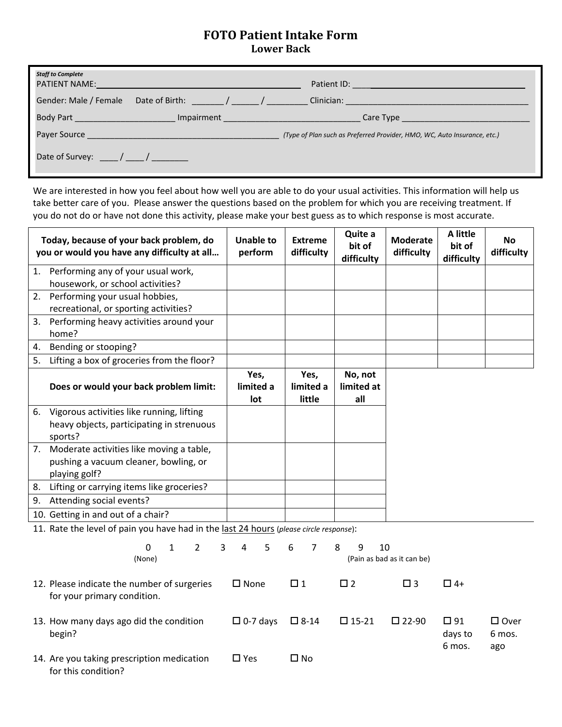# FOTO Patient Intake Form

## Lower Back

*Staff to Complete*

PATIENT NAME:______________________________ Patient ID: ______________________________

Gender: Male / Female Date of Birth: _______ / ______ / _________ Clinician: ______________________________

Body Part ______________________ Impairment ______________________________ Care Type ____________________________

Payer Source ___________________________________________ *(Type of Plan such as Preferred Provider, HMO, WC, Auto Insurance, etc.)*

Date of Survey: ____ / ____ / ________

We are interested in how you feel about how well you are able to do your usual activities. This information will help us take better care of you. Please answer the questions based on the problem for which you are receiving treatment. If you do not do or have not done this activity, please make your best guess as to which response is most accurate.

| Today, because of your back problem, do you or would you have any difficulty at all… | Unable to perform | Extreme difficulty | Quite a bit of difficulty | Moderate difficulty | A little bit of difficulty | No difficulty |
|---|---|---|---|---|---|---|
| 1. Performing any of your usual work, housework, or school activities? | | | | | | |
| 2. Performing your usual hobbies, recreational, or sporting activities? | | | | | | |
| 3. Performing heavy activities around your home? | | | | | | |
| 4. Bending or stooping? | | | | | | |
| 5. Lifting a box of groceries from the floor? | | | | | | |

| Does or would your back problem limit: | Yes, limited a lot | Yes, limited a little | No, not limited at all |
|---|---|---|---|
| 6. Vigorous activities like running, lifting heavy objects, participating in strenuous sports? | | | |
| 7. Moderate activities like moving a table, pushing a vacuum cleaner, bowling, or playing golf? | | | |
| 8. Lifting or carrying items like groceries? | | | |
| 9. Attending social events? | | | |
| 10. Getting in and out of a chair? | | | |

11. Rate the level of pain you have had in the last 24 hours (*please circle response*):

0 1 2 3 4 5 6 7 8 9 10

(None) (Pain as bad as it can be)

12. Please indicate the number of surgeries for your primary condition. ☐ None ☐ 1 ☐ 2 ☐ 3 ☐ 4+

13. How many days ago did the condition begin? ☐ 0-7 days ☐ 8-14 ☐ 15-21 ☐ 22-90 ☐ 91 days to 6 mos. ☐ Over 6 mos. ago

14. Are you taking prescription medication for this condition? ☐ Yes ☐ No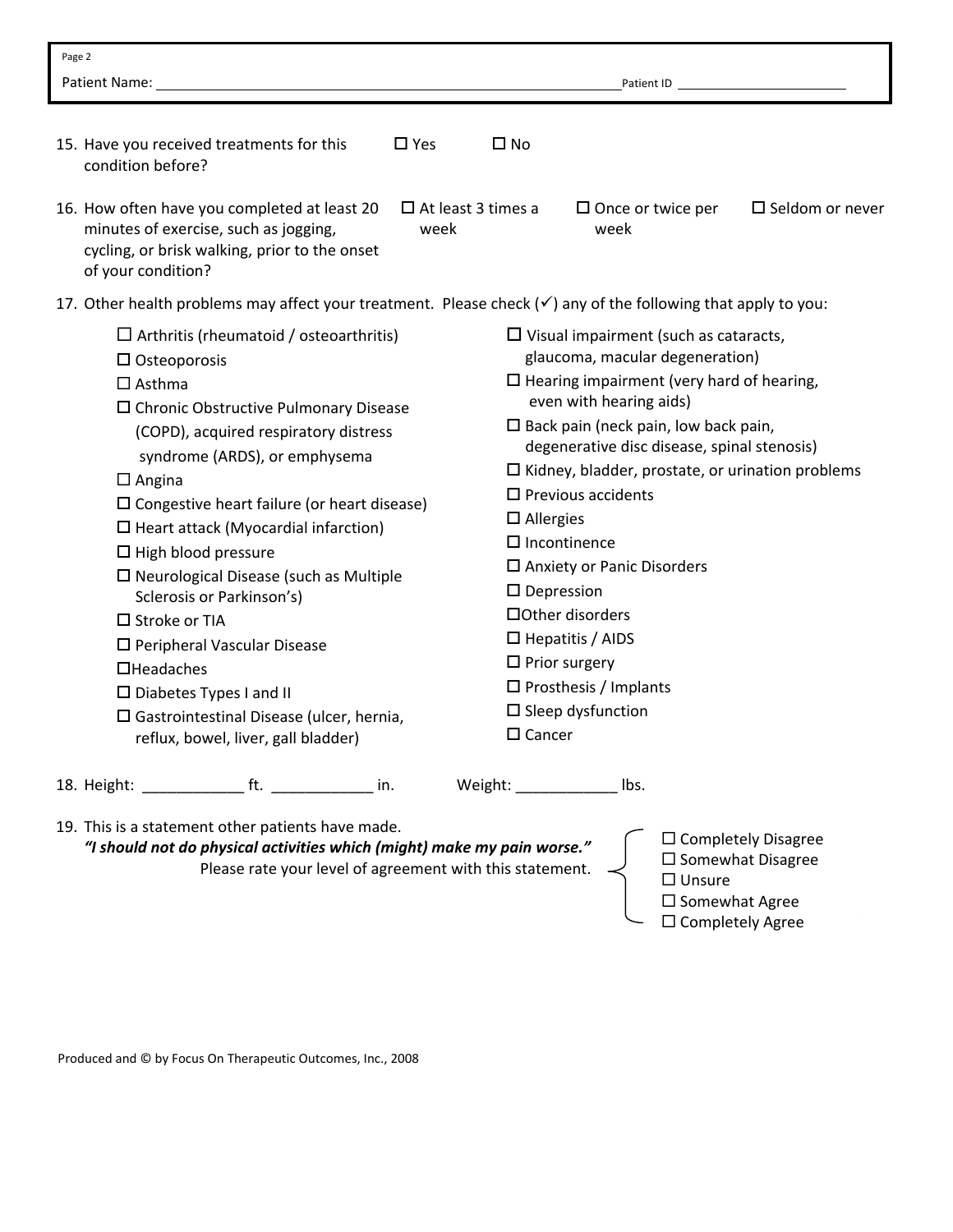Patient Name: ______________________________________________ Patient ID ____________________

15. Have you received treatments for this condition before?
    - ☐ Yes
    - ☐ No

16. How often have you completed at least 20 minutes of exercise, such as jogging, cycling, or brisk walking, prior to the onset of your condition?
    - ☐ At least 3 times a week
    - ☐ Once or twice per week
    - ☐ Seldom or never

17. Other health problems may affect your treatment. Please check (✓) any of the following that apply to you:
    - ☐ Arthritis (rheumatoid / osteoarthritis)
    - ☐ Osteoporosis
    - ☐ Asthma
    - ☐ Chronic Obstructive Pulmonary Disease (COPD), acquired respiratory distress syndrome (ARDS), or emphysema
    - ☐ Angina
    - ☐ Congestive heart failure (or heart disease)
    - ☐ Heart attack (Myocardial infarction)
    - ☐ High blood pressure
    - ☐ Neurological Disease (such as Multiple Sclerosis or Parkinson's)
    - ☐ Stroke or TIA
    - ☐ Peripheral Vascular Disease
    - ☐ Headaches
    - ☐ Diabetes Types I and II
    - ☐ Gastrointestinal Disease (ulcer, hernia, reflux, bowel, liver, gall bladder)
    - ☐ Visual impairment (such as cataracts, glaucoma, macular degeneration)
    - ☐ Hearing impairment (very hard of hearing, even with hearing aids)
    - ☐ Back pain (neck pain, low back pain, degenerative disc disease, spinal stenosis)
    - ☐ Kidney, bladder, prostate, or urination problems
    - ☐ Previous accidents
    - ☐ Allergies
    - ☐ Incontinence
    - ☐ Anxiety or Panic Disorders
    - ☐ Depression
    - ☐ Other disorders
    - ☐ Hepatitis / AIDS
    - ☐ Prior surgery
    - ☐ Prosthesis / Implants
    - ☐ Sleep dysfunction
    - ☐ Cancer

18. Height: ____________ ft. ____________ in. Weight: ____________ lbs.

19. This is a statement other patients have made.
    ***"I should not do physical activities which (might) make my pain worse."***
    Please rate your level of agreement with this statement.
    - ☐ Completely Disagree
    - ☐ Somewhat Disagree
    - ☐ Unsure
    - ☐ Somewhat Agree
    - ☐ Completely Agree

Produced and © by Focus On Therapeutic Outcomes, Inc., 2008